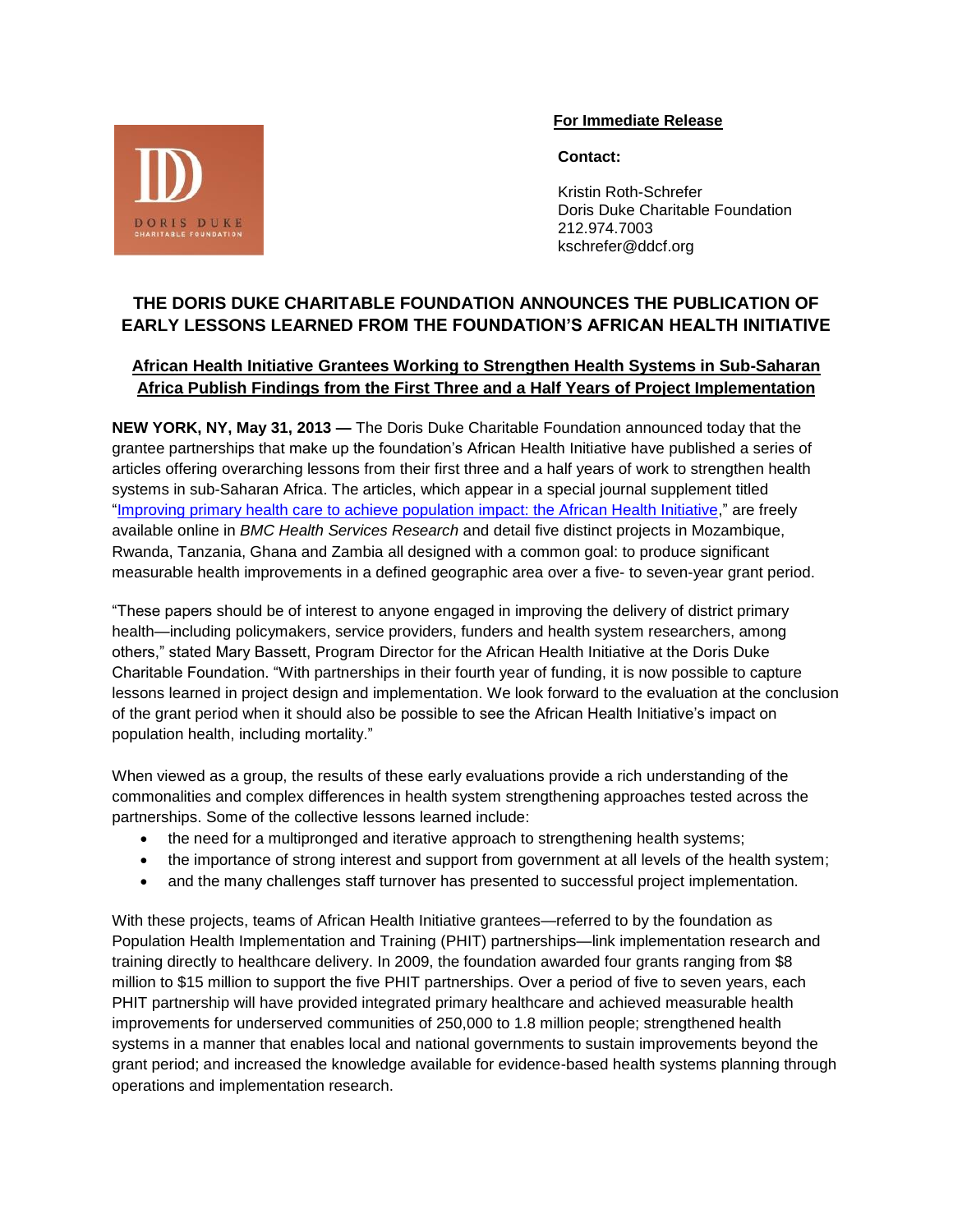DORIS DUKE CHARITABLE FOUNDATION

**For Immediate Release**

**Contact:**

Kristin Roth-Schrefer
Doris Duke Charitable Foundation
212.974.7003
kschrefer@ddcf.org

## THE DORIS DUKE CHARITABLE FOUNDATION ANNOUNCES THE PUBLICATION OF EARLY LESSONS LEARNED FROM THE FOUNDATION'S AFRICAN HEALTH INITIATIVE

**African Health Initiative Grantees Working to Strengthen Health Systems in Sub-Saharan Africa Publish Findings from the First Three and a Half Years of Project Implementation**

**NEW YORK, NY, May 31, 2013 —** The Doris Duke Charitable Foundation announced today that the grantee partnerships that make up the foundation's African Health Initiative have published a series of articles offering overarching lessons from their first three and a half years of work to strengthen health systems in sub-Saharan Africa. The articles, which appear in a special journal supplement titled "Improving primary health care to achieve population impact: the African Health Initiative," are freely available online in *BMC Health Services Research* and detail five distinct projects in Mozambique, Rwanda, Tanzania, Ghana and Zambia all designed with a common goal: to produce significant measurable health improvements in a defined geographic area over a five- to seven-year grant period.

"These papers should be of interest to anyone engaged in improving the delivery of district primary health—including policymakers, service providers, funders and health system researchers, among others," stated Mary Bassett, Program Director for the African Health Initiative at the Doris Duke Charitable Foundation. "With partnerships in their fourth year of funding, it is now possible to capture lessons learned in project design and implementation. We look forward to the evaluation at the conclusion of the grant period when it should also be possible to see the African Health Initiative's impact on population health, including mortality."

When viewed as a group, the results of these early evaluations provide a rich understanding of the commonalities and complex differences in health system strengthening approaches tested across the partnerships. Some of the collective lessons learned include:

- the need for a multipronged and iterative approach to strengthening health systems;
- the importance of strong interest and support from government at all levels of the health system;
- and the many challenges staff turnover has presented to successful project implementation.

With these projects, teams of African Health Initiative grantees—referred to by the foundation as Population Health Implementation and Training (PHIT) partnerships—link implementation research and training directly to healthcare delivery. In 2009, the foundation awarded four grants ranging from $8 million to $15 million to support the five PHIT partnerships. Over a period of five to seven years, each PHIT partnership will have provided integrated primary healthcare and achieved measurable health improvements for underserved communities of 250,000 to 1.8 million people; strengthened health systems in a manner that enables local and national governments to sustain improvements beyond the grant period; and increased the knowledge available for evidence-based health systems planning through operations and implementation research.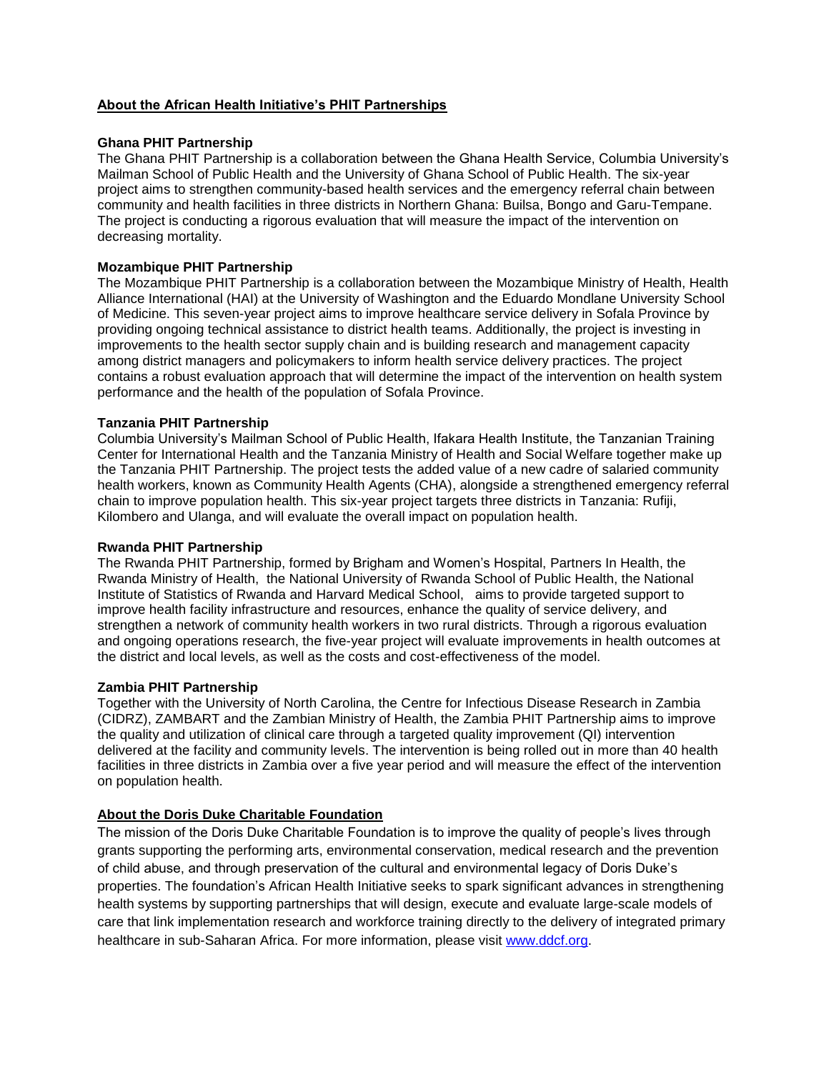## About the African Health Initiative's PHIT Partnerships

### Ghana PHIT Partnership

The Ghana PHIT Partnership is a collaboration between the Ghana Health Service, Columbia University's Mailman School of Public Health and the University of Ghana School of Public Health. The six-year project aims to strengthen community-based health services and the emergency referral chain between community and health facilities in three districts in Northern Ghana: Builsa, Bongo and Garu-Tempane. The project is conducting a rigorous evaluation that will measure the impact of the intervention on decreasing mortality.

### Mozambique PHIT Partnership

The Mozambique PHIT Partnership is a collaboration between the Mozambique Ministry of Health, Health Alliance International (HAI) at the University of Washington and the Eduardo Mondlane University School of Medicine. This seven-year project aims to improve healthcare service delivery in Sofala Province by providing ongoing technical assistance to district health teams. Additionally, the project is investing in improvements to the health sector supply chain and is building research and management capacity among district managers and policymakers to inform health service delivery practices. The project contains a robust evaluation approach that will determine the impact of the intervention on health system performance and the health of the population of Sofala Province.

### Tanzania PHIT Partnership

Columbia University's Mailman School of Public Health, Ifakara Health Institute, the Tanzanian Training Center for International Health and the Tanzania Ministry of Health and Social Welfare together make up the Tanzania PHIT Partnership. The project tests the added value of a new cadre of salaried community health workers, known as Community Health Agents (CHA), alongside a strengthened emergency referral chain to improve population health. This six-year project targets three districts in Tanzania: Rufiji, Kilombero and Ulanga, and will evaluate the overall impact on population health.

### Rwanda PHIT Partnership

The Rwanda PHIT Partnership, formed by Brigham and Women's Hospital, Partners In Health, the Rwanda Ministry of Health, the National University of Rwanda School of Public Health, the National Institute of Statistics of Rwanda and Harvard Medical School, aims to provide targeted support to improve health facility infrastructure and resources, enhance the quality of service delivery, and strengthen a network of community health workers in two rural districts. Through a rigorous evaluation and ongoing operations research, the five-year project will evaluate improvements in health outcomes at the district and local levels, as well as the costs and cost-effectiveness of the model.

### Zambia PHIT Partnership

Together with the University of North Carolina, the Centre for Infectious Disease Research in Zambia (CIDRZ), ZAMBART and the Zambian Ministry of Health, the Zambia PHIT Partnership aims to improve the quality and utilization of clinical care through a targeted quality improvement (QI) intervention delivered at the facility and community levels. The intervention is being rolled out in more than 40 health facilities in three districts in Zambia over a five year period and will measure the effect of the intervention on population health.

## About the Doris Duke Charitable Foundation

The mission of the Doris Duke Charitable Foundation is to improve the quality of people's lives through grants supporting the performing arts, environmental conservation, medical research and the prevention of child abuse, and through preservation of the cultural and environmental legacy of Doris Duke's properties. The foundation's African Health Initiative seeks to spark significant advances in strengthening health systems by supporting partnerships that will design, execute and evaluate large-scale models of care that link implementation research and workforce training directly to the delivery of integrated primary healthcare in sub-Saharan Africa. For more information, please visit www.ddcf.org.